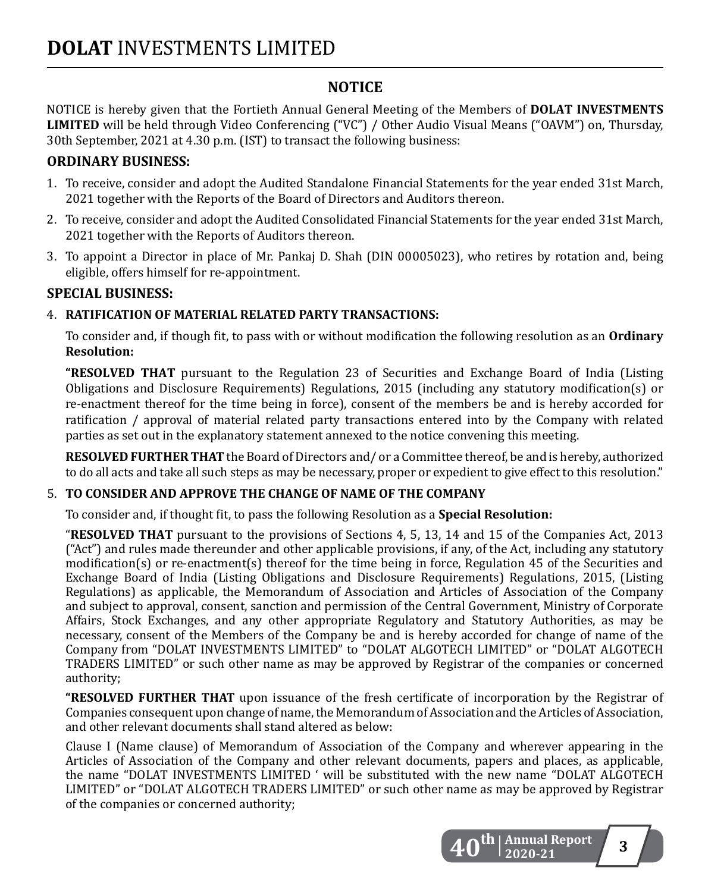# NOTICE

NOTICE is hereby given that the Fortieth Annual General Meeting of the Members of **DOLAT INVESTMENTS LIMITED** will be held through Video Conferencing ("VC") / Other Audio Visual Means ("OAVM") on, Thursday, 30th September, 2021 at 4.30 p.m. (IST) to transact the following business:

## ORDINARY BUSINESS:

1. To receive, consider and adopt the Audited Standalone Financial Statements for the year ended 31st March, 2021 together with the Reports of the Board of Directors and Auditors thereon.
2. To receive, consider and adopt the Audited Consolidated Financial Statements for the year ended 31st March, 2021 together with the Reports of Auditors thereon.
3. To appoint a Director in place of Mr. Pankaj D. Shah (DIN 00005023), who retires by rotation and, being eligible, offers himself for re-appointment.

## SPECIAL BUSINESS:

4. **RATIFICATION OF MATERIAL RELATED PARTY TRANSACTIONS:**

   To consider and, if though fit, to pass with or without modification the following resolution as an **Ordinary Resolution:**

   **"RESOLVED THAT** pursuant to the Regulation 23 of Securities and Exchange Board of India (Listing Obligations and Disclosure Requirements) Regulations, 2015 (including any statutory modification(s) or re-enactment thereof for the time being in force), consent of the members be and is hereby accorded for ratification / approval of material related party transactions entered into by the Company with related parties as set out in the explanatory statement annexed to the notice convening this meeting.

   **RESOLVED FURTHER THAT** the Board of Directors and/ or a Committee thereof, be and is hereby, authorized to do all acts and take all such steps as may be necessary, proper or expedient to give effect to this resolution."

5. **TO CONSIDER AND APPROVE THE CHANGE OF NAME OF THE COMPANY**

   To consider and, if thought fit, to pass the following Resolution as a **Special Resolution:**

   "**RESOLVED THAT** pursuant to the provisions of Sections 4, 5, 13, 14 and 15 of the Companies Act, 2013 ("Act") and rules made thereunder and other applicable provisions, if any, of the Act, including any statutory modification(s) or re-enactment(s) thereof for the time being in force, Regulation 45 of the Securities and Exchange Board of India (Listing Obligations and Disclosure Requirements) Regulations, 2015, (Listing Regulations) as applicable, the Memorandum of Association and Articles of Association of the Company and subject to approval, consent, sanction and permission of the Central Government, Ministry of Corporate Affairs, Stock Exchanges, and any other appropriate Regulatory and Statutory Authorities, as may be necessary, consent of the Members of the Company be and is hereby accorded for change of name of the Company from "DOLAT INVESTMENTS LIMITED" to "DOLAT ALGOTECH LIMITED" or "DOLAT ALGOTECH TRADERS LIMITED" or such other name as may be approved by Registrar of the companies or concerned authority;

   **"RESOLVED FURTHER THAT** upon issuance of the fresh certificate of incorporation by the Registrar of Companies consequent upon change of name, the Memorandum of Association and the Articles of Association, and other relevant documents shall stand altered as below:

   Clause I (Name clause) of Memorandum of Association of the Company and wherever appearing in the Articles of Association of the Company and other relevant documents, papers and places, as applicable, the name "DOLAT INVESTMENTS LIMITED ' will be substituted with the new name "DOLAT ALGOTECH LIMITED" or "DOLAT ALGOTECH TRADERS LIMITED" or such other name as may be approved by Registrar of the companies or concerned authority;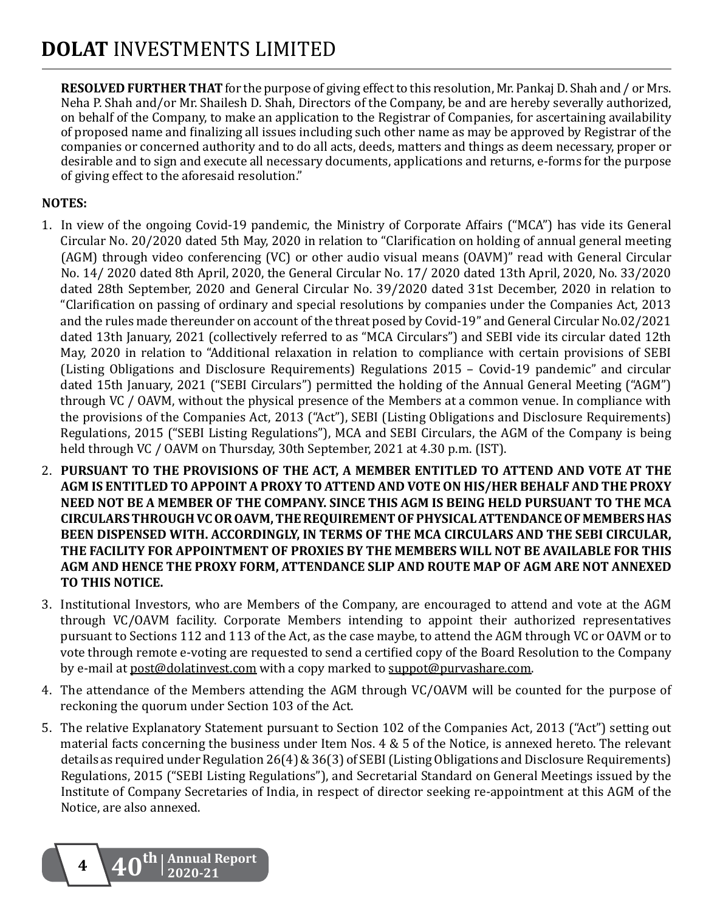**RESOLVED FURTHER THAT** for the purpose of giving effect to this resolution, Mr. Pankaj D. Shah and / or Mrs. Neha P. Shah and/or Mr. Shailesh D. Shah, Directors of the Company, be and are hereby severally authorized, on behalf of the Company, to make an application to the Registrar of Companies, for ascertaining availability of proposed name and finalizing all issues including such other name as may be approved by Registrar of the companies or concerned authority and to do all acts, deeds, matters and things as deem necessary, proper or desirable and to sign and execute all necessary documents, applications and returns, e-forms for the purpose of giving effect to the aforesaid resolution."

**NOTES:**

1. In view of the ongoing Covid-19 pandemic, the Ministry of Corporate Affairs ("MCA") has vide its General Circular No. 20/2020 dated 5th May, 2020 in relation to "Clarification on holding of annual general meeting (AGM) through video conferencing (VC) or other audio visual means (OAVM)" read with General Circular No. 14/ 2020 dated 8th April, 2020, the General Circular No. 17/ 2020 dated 13th April, 2020, No. 33/2020 dated 28th September, 2020 and General Circular No. 39/2020 dated 31st December, 2020 in relation to "Clarification on passing of ordinary and special resolutions by companies under the Companies Act, 2013 and the rules made thereunder on account of the threat posed by Covid-19" and General Circular No.02/2021 dated 13th January, 2021 (collectively referred to as "MCA Circulars") and SEBI vide its circular dated 12th May, 2020 in relation to "Additional relaxation in relation to compliance with certain provisions of SEBI (Listing Obligations and Disclosure Requirements) Regulations 2015 – Covid-19 pandemic" and circular dated 15th January, 2021 ("SEBI Circulars") permitted the holding of the Annual General Meeting ("AGM") through VC / OAVM, without the physical presence of the Members at a common venue. In compliance with the provisions of the Companies Act, 2013 ("Act"), SEBI (Listing Obligations and Disclosure Requirements) Regulations, 2015 ("SEBI Listing Regulations"), MCA and SEBI Circulars, the AGM of the Company is being held through VC / OAVM on Thursday, 30th September, 2021 at 4.30 p.m. (IST).

2. **PURSUANT TO THE PROVISIONS OF THE ACT, A MEMBER ENTITLED TO ATTEND AND VOTE AT THE AGM IS ENTITLED TO APPOINT A PROXY TO ATTEND AND VOTE ON HIS/HER BEHALF AND THE PROXY NEED NOT BE A MEMBER OF THE COMPANY. SINCE THIS AGM IS BEING HELD PURSUANT TO THE MCA CIRCULARS THROUGH VC OR OAVM, THE REQUIREMENT OF PHYSICAL ATTENDANCE OF MEMBERS HAS BEEN DISPENSED WITH. ACCORDINGLY, IN TERMS OF THE MCA CIRCULARS AND THE SEBI CIRCULAR, THE FACILITY FOR APPOINTMENT OF PROXIES BY THE MEMBERS WILL NOT BE AVAILABLE FOR THIS AGM AND HENCE THE PROXY FORM, ATTENDANCE SLIP AND ROUTE MAP OF AGM ARE NOT ANNEXED TO THIS NOTICE.**

3. Institutional Investors, who are Members of the Company, are encouraged to attend and vote at the AGM through VC/OAVM facility. Corporate Members intending to appoint their authorized representatives pursuant to Sections 112 and 113 of the Act, as the case maybe, to attend the AGM through VC or OAVM or to vote through remote e-voting are requested to send a certified copy of the Board Resolution to the Company by e-mail at post@dolatinvest.com with a copy marked to suppot@purvashare.com.

4. The attendance of the Members attending the AGM through VC/OAVM will be counted for the purpose of reckoning the quorum under Section 103 of the Act.

5. The relative Explanatory Statement pursuant to Section 102 of the Companies Act, 2013 ("Act") setting out material facts concerning the business under Item Nos. 4 & 5 of the Notice, is annexed hereto. The relevant details as required under Regulation 26(4) & 36(3) of SEBI (Listing Obligations and Disclosure Requirements) Regulations, 2015 ("SEBI Listing Regulations"), and Secretarial Standard on General Meetings issued by the Institute of Company Secretaries of India, in respect of director seeking re-appointment at this AGM of the Notice, are also annexed.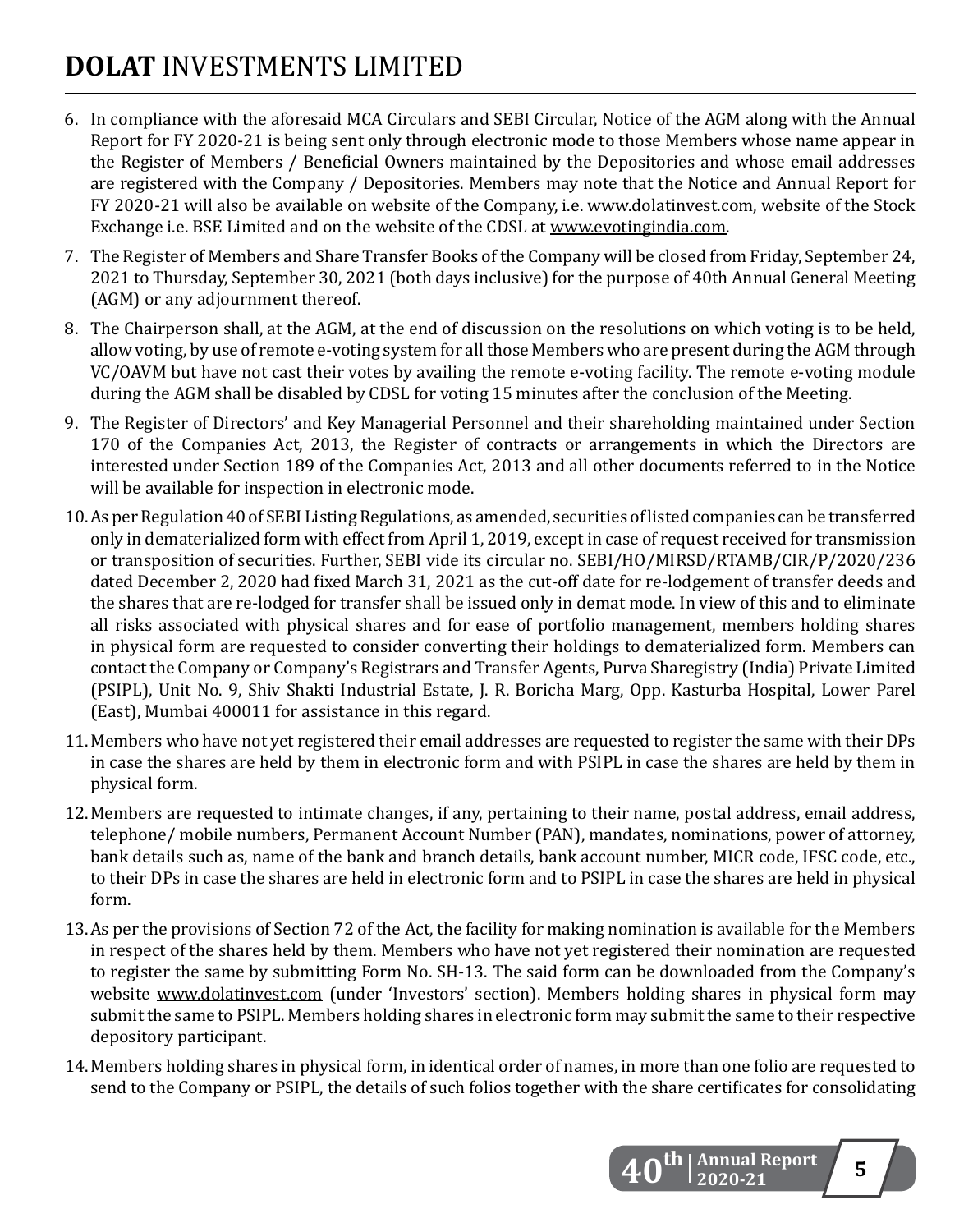6. In compliance with the aforesaid MCA Circulars and SEBI Circular, Notice of the AGM along with the Annual Report for FY 2020-21 is being sent only through electronic mode to those Members whose name appear in the Register of Members / Beneficial Owners maintained by the Depositories and whose email addresses are registered with the Company / Depositories. Members may note that the Notice and Annual Report for FY 2020-21 will also be available on website of the Company, i.e. www.dolatinvest.com, website of the Stock Exchange i.e. BSE Limited and on the website of the CDSL at www.evotingindia.com.

7. The Register of Members and Share Transfer Books of the Company will be closed from Friday, September 24, 2021 to Thursday, September 30, 2021 (both days inclusive) for the purpose of 40th Annual General Meeting (AGM) or any adjournment thereof.

8. The Chairperson shall, at the AGM, at the end of discussion on the resolutions on which voting is to be held, allow voting, by use of remote e-voting system for all those Members who are present during the AGM through VC/OAVM but have not cast their votes by availing the remote e-voting facility. The remote e-voting module during the AGM shall be disabled by CDSL for voting 15 minutes after the conclusion of the Meeting.

9. The Register of Directors' and Key Managerial Personnel and their shareholding maintained under Section 170 of the Companies Act, 2013, the Register of contracts or arrangements in which the Directors are interested under Section 189 of the Companies Act, 2013 and all other documents referred to in the Notice will be available for inspection in electronic mode.

10. As per Regulation 40 of SEBI Listing Regulations, as amended, securities of listed companies can be transferred only in dematerialized form with effect from April 1, 2019, except in case of request received for transmission or transposition of securities. Further, SEBI vide its circular no. SEBI/HO/MIRSD/RTAMB/CIR/P/2020/236 dated December 2, 2020 had fixed March 31, 2021 as the cut-off date for re-lodgement of transfer deeds and the shares that are re-lodged for transfer shall be issued only in demat mode. In view of this and to eliminate all risks associated with physical shares and for ease of portfolio management, members holding shares in physical form are requested to consider converting their holdings to dematerialized form. Members can contact the Company or Company's Registrars and Transfer Agents, Purva Sharegistry (India) Private Limited (PSIPL), Unit No. 9, Shiv Shakti Industrial Estate, J. R. Boricha Marg, Opp. Kasturba Hospital, Lower Parel (East), Mumbai 400011 for assistance in this regard.

11. Members who have not yet registered their email addresses are requested to register the same with their DPs in case the shares are held by them in electronic form and with PSIPL in case the shares are held by them in physical form.

12. Members are requested to intimate changes, if any, pertaining to their name, postal address, email address, telephone/ mobile numbers, Permanent Account Number (PAN), mandates, nominations, power of attorney, bank details such as, name of the bank and branch details, bank account number, MICR code, IFSC code, etc., to their DPs in case the shares are held in electronic form and to PSIPL in case the shares are held in physical form.

13. As per the provisions of Section 72 of the Act, the facility for making nomination is available for the Members in respect of the shares held by them. Members who have not yet registered their nomination are requested to register the same by submitting Form No. SH-13. The said form can be downloaded from the Company's website www.dolatinvest.com (under 'Investors' section). Members holding shares in physical form may submit the same to PSIPL. Members holding shares in electronic form may submit the same to their respective depository participant.

14. Members holding shares in physical form, in identical order of names, in more than one folio are requested to send to the Company or PSIPL, the details of such folios together with the share certificates for consolidating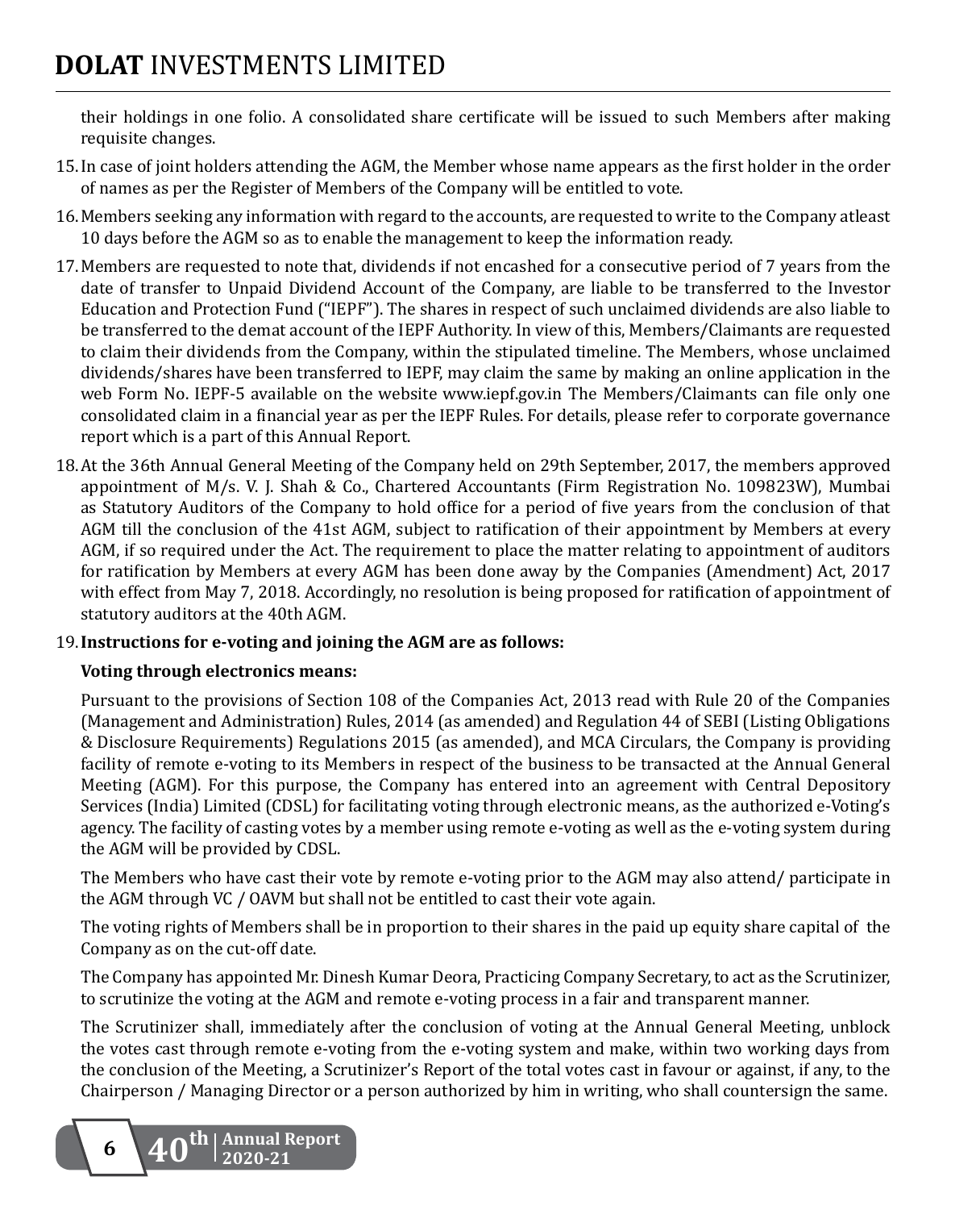their holdings in one folio. A consolidated share certificate will be issued to such Members after making requisite changes.

15. In case of joint holders attending the AGM, the Member whose name appears as the first holder in the order of names as per the Register of Members of the Company will be entitled to vote.

16. Members seeking any information with regard to the accounts, are requested to write to the Company atleast 10 days before the AGM so as to enable the management to keep the information ready.

17. Members are requested to note that, dividends if not encashed for a consecutive period of 7 years from the date of transfer to Unpaid Dividend Account of the Company, are liable to be transferred to the Investor Education and Protection Fund ("IEPF"). The shares in respect of such unclaimed dividends are also liable to be transferred to the demat account of the IEPF Authority. In view of this, Members/Claimants are requested to claim their dividends from the Company, within the stipulated timeline. The Members, whose unclaimed dividends/shares have been transferred to IEPF, may claim the same by making an online application in the web Form No. IEPF-5 available on the website www.iepf.gov.in The Members/Claimants can file only one consolidated claim in a financial year as per the IEPF Rules. For details, please refer to corporate governance report which is a part of this Annual Report.

18. At the 36th Annual General Meeting of the Company held on 29th September, 2017, the members approved appointment of M/s. V. J. Shah & Co., Chartered Accountants (Firm Registration No. 109823W), Mumbai as Statutory Auditors of the Company to hold office for a period of five years from the conclusion of that AGM till the conclusion of the 41st AGM, subject to ratification of their appointment by Members at every AGM, if so required under the Act. The requirement to place the matter relating to appointment of auditors for ratification by Members at every AGM has been done away by the Companies (Amendment) Act, 2017 with effect from May 7, 2018. Accordingly, no resolution is being proposed for ratification of appointment of statutory auditors at the 40th AGM.

19. **Instructions for e-voting and joining the AGM are as follows:**

    **Voting through electronics means:**

    Pursuant to the provisions of Section 108 of the Companies Act, 2013 read with Rule 20 of the Companies (Management and Administration) Rules, 2014 (as amended) and Regulation 44 of SEBI (Listing Obligations & Disclosure Requirements) Regulations 2015 (as amended), and MCA Circulars, the Company is providing facility of remote e-voting to its Members in respect of the business to be transacted at the Annual General Meeting (AGM). For this purpose, the Company has entered into an agreement with Central Depository Services (India) Limited (CDSL) for facilitating voting through electronic means, as the authorized e-Voting's agency. The facility of casting votes by a member using remote e-voting as well as the e-voting system during the AGM will be provided by CDSL.

    The Members who have cast their vote by remote e-voting prior to the AGM may also attend/ participate in the AGM through VC / OAVM but shall not be entitled to cast their vote again.

    The voting rights of Members shall be in proportion to their shares in the paid up equity share capital of the Company as on the cut-off date.

    The Company has appointed Mr. Dinesh Kumar Deora, Practicing Company Secretary, to act as the Scrutinizer, to scrutinize the voting at the AGM and remote e-voting process in a fair and transparent manner.

    The Scrutinizer shall, immediately after the conclusion of voting at the Annual General Meeting, unblock the votes cast through remote e-voting from the e-voting system and make, within two working days from the conclusion of the Meeting, a Scrutinizer's Report of the total votes cast in favour or against, if any, to the Chairperson / Managing Director or a person authorized by him in writing, who shall countersign the same.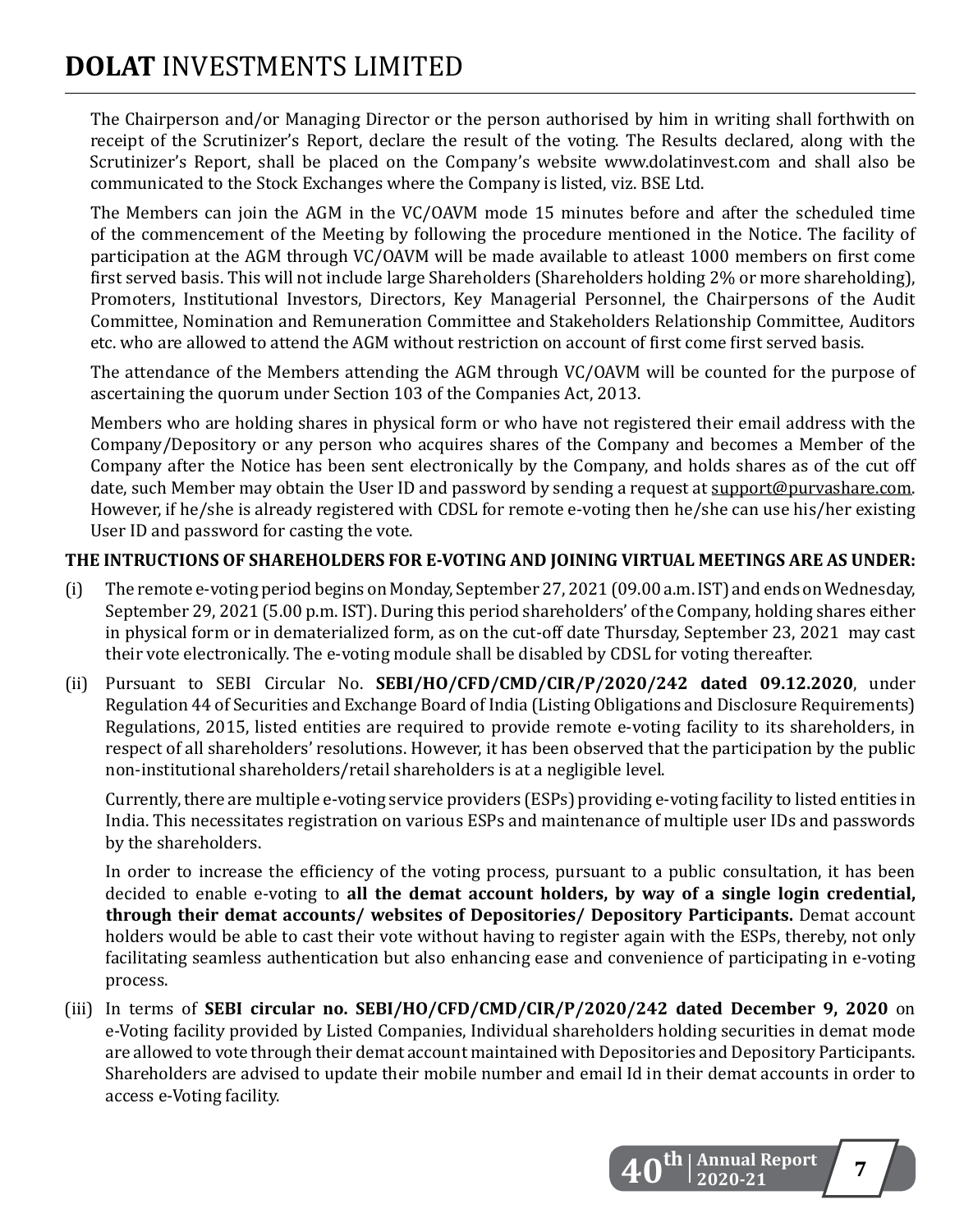The Chairperson and/or Managing Director or the person authorised by him in writing shall forthwith on receipt of the Scrutinizer's Report, declare the result of the voting. The Results declared, along with the Scrutinizer's Report, shall be placed on the Company's website www.dolatinvest.com and shall also be communicated to the Stock Exchanges where the Company is listed, viz. BSE Ltd.

The Members can join the AGM in the VC/OAVM mode 15 minutes before and after the scheduled time of the commencement of the Meeting by following the procedure mentioned in the Notice. The facility of participation at the AGM through VC/OAVM will be made available to atleast 1000 members on first come first served basis. This will not include large Shareholders (Shareholders holding 2% or more shareholding), Promoters, Institutional Investors, Directors, Key Managerial Personnel, the Chairpersons of the Audit Committee, Nomination and Remuneration Committee and Stakeholders Relationship Committee, Auditors etc. who are allowed to attend the AGM without restriction on account of first come first served basis.

The attendance of the Members attending the AGM through VC/OAVM will be counted for the purpose of ascertaining the quorum under Section 103 of the Companies Act, 2013.

Members who are holding shares in physical form or who have not registered their email address with the Company/Depository or any person who acquires shares of the Company and becomes a Member of the Company after the Notice has been sent electronically by the Company, and holds shares as of the cut off date, such Member may obtain the User ID and password by sending a request at support@purvashare.com. However, if he/she is already registered with CDSL for remote e-voting then he/she can use his/her existing User ID and password for casting the vote.

**THE INTRUCTIONS OF SHAREHOLDERS FOR E-VOTING AND JOINING VIRTUAL MEETINGS ARE AS UNDER:**

(i) The remote e-voting period begins on Monday, September 27, 2021 (09.00 a.m. IST) and ends on Wednesday, September 29, 2021 (5.00 p.m. IST). During this period shareholders' of the Company, holding shares either in physical form or in dematerialized form, as on the cut-off date Thursday, September 23, 2021 may cast their vote electronically. The e-voting module shall be disabled by CDSL for voting thereafter.

(ii) Pursuant to SEBI Circular No. **SEBI/HO/CFD/CMD/CIR/P/2020/242 dated 09.12.2020**, under Regulation 44 of Securities and Exchange Board of India (Listing Obligations and Disclosure Requirements) Regulations, 2015, listed entities are required to provide remote e-voting facility to its shareholders, in respect of all shareholders' resolutions. However, it has been observed that the participation by the public non-institutional shareholders/retail shareholders is at a negligible level.

Currently, there are multiple e-voting service providers (ESPs) providing e-voting facility to listed entities in India. This necessitates registration on various ESPs and maintenance of multiple user IDs and passwords by the shareholders.

In order to increase the efficiency of the voting process, pursuant to a public consultation, it has been decided to enable e-voting to **all the demat account holders, by way of a single login credential, through their demat accounts/ websites of Depositories/ Depository Participants.** Demat account holders would be able to cast their vote without having to register again with the ESPs, thereby, not only facilitating seamless authentication but also enhancing ease and convenience of participating in e-voting process.

(iii) In terms of **SEBI circular no. SEBI/HO/CFD/CMD/CIR/P/2020/242 dated December 9, 2020** on e-Voting facility provided by Listed Companies, Individual shareholders holding securities in demat mode are allowed to vote through their demat account maintained with Depositories and Depository Participants. Shareholders are advised to update their mobile number and email Id in their demat accounts in order to access e-Voting facility.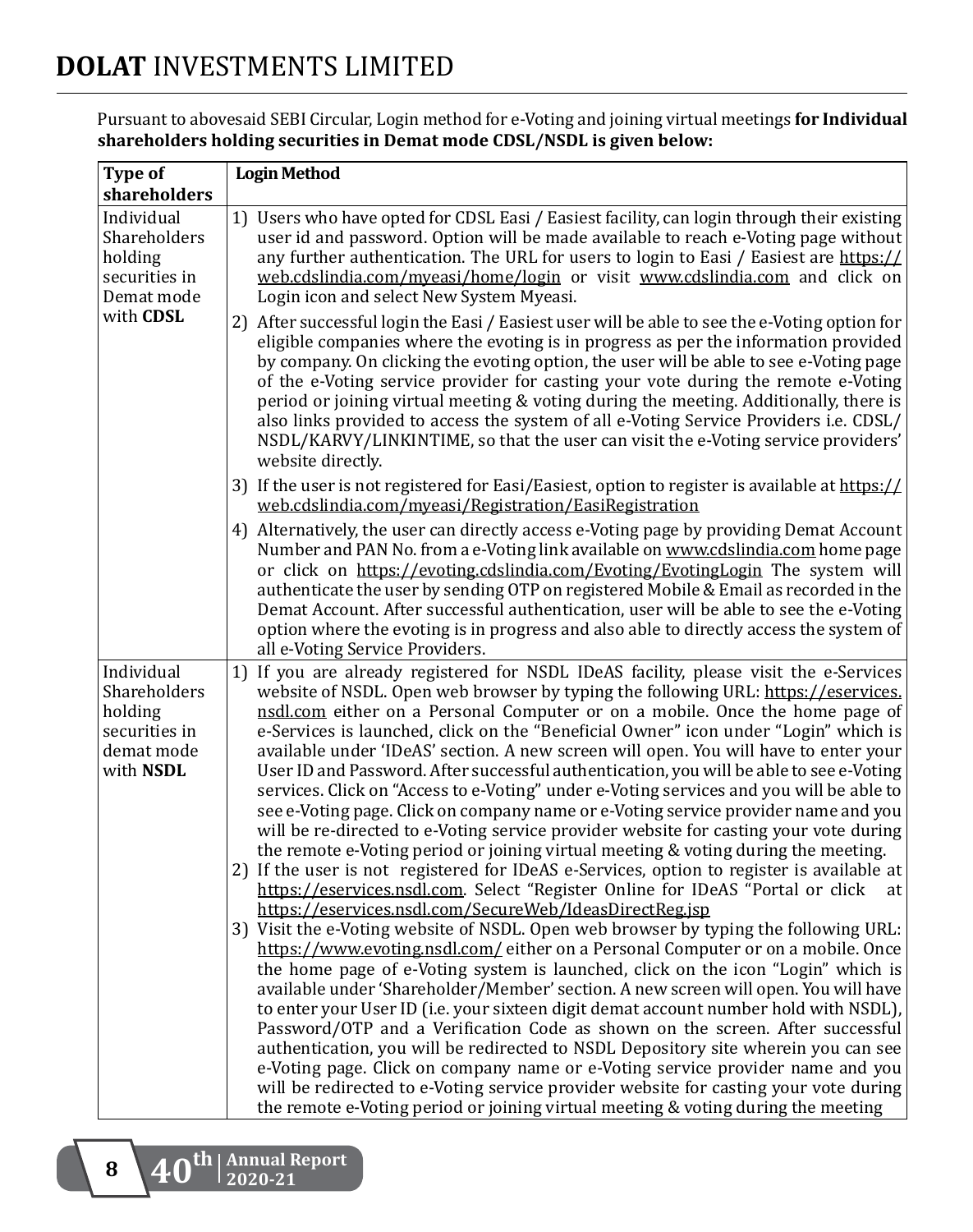Pursuant to abovesaid SEBI Circular, Login method for e-Voting and joining virtual meetings **for Individual shareholders holding securities in Demat mode CDSL/NSDL is given below:**

| Type of shareholders | Login Method |
|---|---|
| Individual Shareholders holding securities in Demat mode with **CDSL** | 1) Users who have opted for CDSL Easi / Easiest facility, can login through their existing user id and password. Option will be made available to reach e-Voting page without any further authentication. The URL for users to login to Easi / Easiest are https://web.cdslindia.com/myeasi/home/login or visit www.cdslindia.com and click on Login icon and select New System Myeasi.<br>2) After successful login the Easi / Easiest user will be able to see the e-Voting option for eligible companies where the evoting is in progress as per the information provided by company. On clicking the evoting option, the user will be able to see e-Voting page of the e-Voting service provider for casting your vote during the remote e-Voting period or joining virtual meeting & voting during the meeting. Additionally, there is also links provided to access the system of all e-Voting Service Providers i.e. CDSL/ NSDL/KARVY/LINKINTIME, so that the user can visit the e-Voting service providers' website directly.<br>3) If the user is not registered for Easi/Easiest, option to register is available at https://web.cdslindia.com/myeasi/Registration/EasiRegistration<br>4) Alternatively, the user can directly access e-Voting page by providing Demat Account Number and PAN No. from a e-Voting link available on www.cdslindia.com home page or click on https://evoting.cdslindia.com/Evoting/EvotingLogin The system will authenticate the user by sending OTP on registered Mobile & Email as recorded in the Demat Account. After successful authentication, user will be able to see the e-Voting option where the evoting is in progress and also able to directly access the system of all e-Voting Service Providers. |
| Individual Shareholders holding securities in demat mode with **NSDL** | 1) If you are already registered for NSDL IDeAS facility, please visit the e-Services website of NSDL. Open web browser by typing the following URL: https://eservices.nsdl.com either on a Personal Computer or on a mobile. Once the home page of e-Services is launched, click on the "Beneficial Owner" icon under "Login" which is available under 'IDeAS' section. A new screen will open. You will have to enter your User ID and Password. After successful authentication, you will be able to see e-Voting services. Click on "Access to e-Voting" under e-Voting services and you will be able to see e-Voting page. Click on company name or e-Voting service provider name and you will be re-directed to e-Voting service provider website for casting your vote during the remote e-Voting period or joining virtual meeting & voting during the meeting.<br>2) If the user is not registered for IDeAS e-Services, option to register is available at https://eservices.nsdl.com. Select "Register Online for IDeAS "Portal or click at https://eservices.nsdl.com/SecureWeb/IdeasDirectReg.jsp<br>3) Visit the e-Voting website of NSDL. Open web browser by typing the following URL: https://www.evoting.nsdl.com/ either on a Personal Computer or on a mobile. Once the home page of e-Voting system is launched, click on the icon "Login" which is available under 'Shareholder/Member' section. A new screen will open. You will have to enter your User ID (i.e. your sixteen digit demat account number hold with NSDL), Password/OTP and a Verification Code as shown on the screen. After successful authentication, you will be redirected to NSDL Depository site wherein you can see e-Voting page. Click on company name or e-Voting service provider name and you will be redirected to e-Voting service provider website for casting your vote during the remote e-Voting period or joining virtual meeting & voting during the meeting |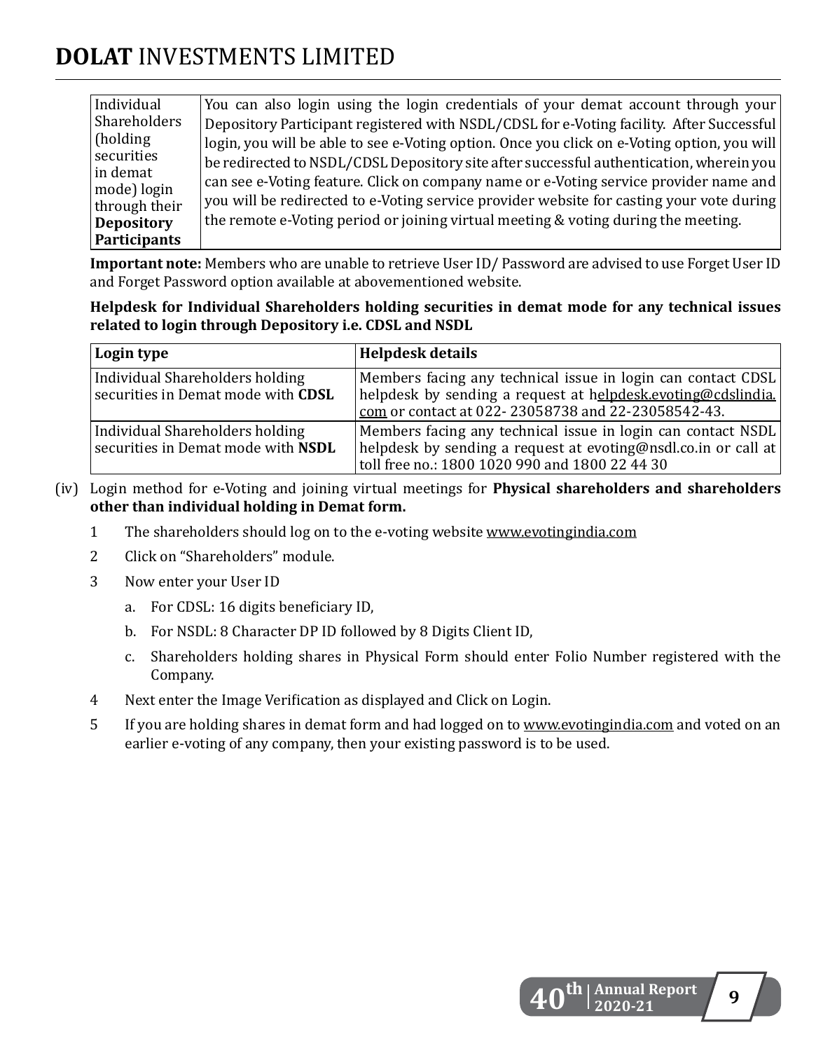| Individual Shareholders (holding securities in demat mode) login through their **Depository Participants** | You can also login using the login credentials of your demat account through your Depository Participant registered with NSDL/CDSL for e-Voting facility. After Successful login, you will be able to see e-Voting option. Once you click on e-Voting option, you will be redirected to NSDL/CDSL Depository site after successful authentication, wherein you can see e-Voting feature. Click on company name or e-Voting service provider name and you will be redirected to e-Voting service provider website for casting your vote during the remote e-Voting period or joining virtual meeting & voting during the meeting. |
|---|---|

**Important note:** Members who are unable to retrieve User ID/ Password are advised to use Forget User ID and Forget Password option available at abovementioned website.

**Helpdesk for Individual Shareholders holding securities in demat mode for any technical issues related to login through Depository i.e. CDSL and NSDL**

| Login type | Helpdesk details |
|---|---|
| Individual Shareholders holding securities in Demat mode with **CDSL** | Members facing any technical issue in login can contact CDSL helpdesk by sending a request at helpdesk.evoting@cdslindia.com or contact at 022- 23058738 and 22-23058542-43. |
| Individual Shareholders holding securities in Demat mode with **NSDL** | Members facing any technical issue in login can contact NSDL helpdesk by sending a request at evoting@nsdl.co.in or call at toll free no.: 1800 1020 990 and 1800 22 44 30 |

(iv) Login method for e-Voting and joining virtual meetings for **Physical shareholders and shareholders other than individual holding in Demat form.**

1. The shareholders should log on to the e-voting website www.evotingindia.com
2. Click on "Shareholders" module.
3. Now enter your User ID
   a. For CDSL: 16 digits beneficiary ID,
   b. For NSDL: 8 Character DP ID followed by 8 Digits Client ID,
   c. Shareholders holding shares in Physical Form should enter Folio Number registered with the Company.
4. Next enter the Image Verification as displayed and Click on Login.
5. If you are holding shares in demat form and had logged on to www.evotingindia.com and voted on an earlier e-voting of any company, then your existing password is to be used.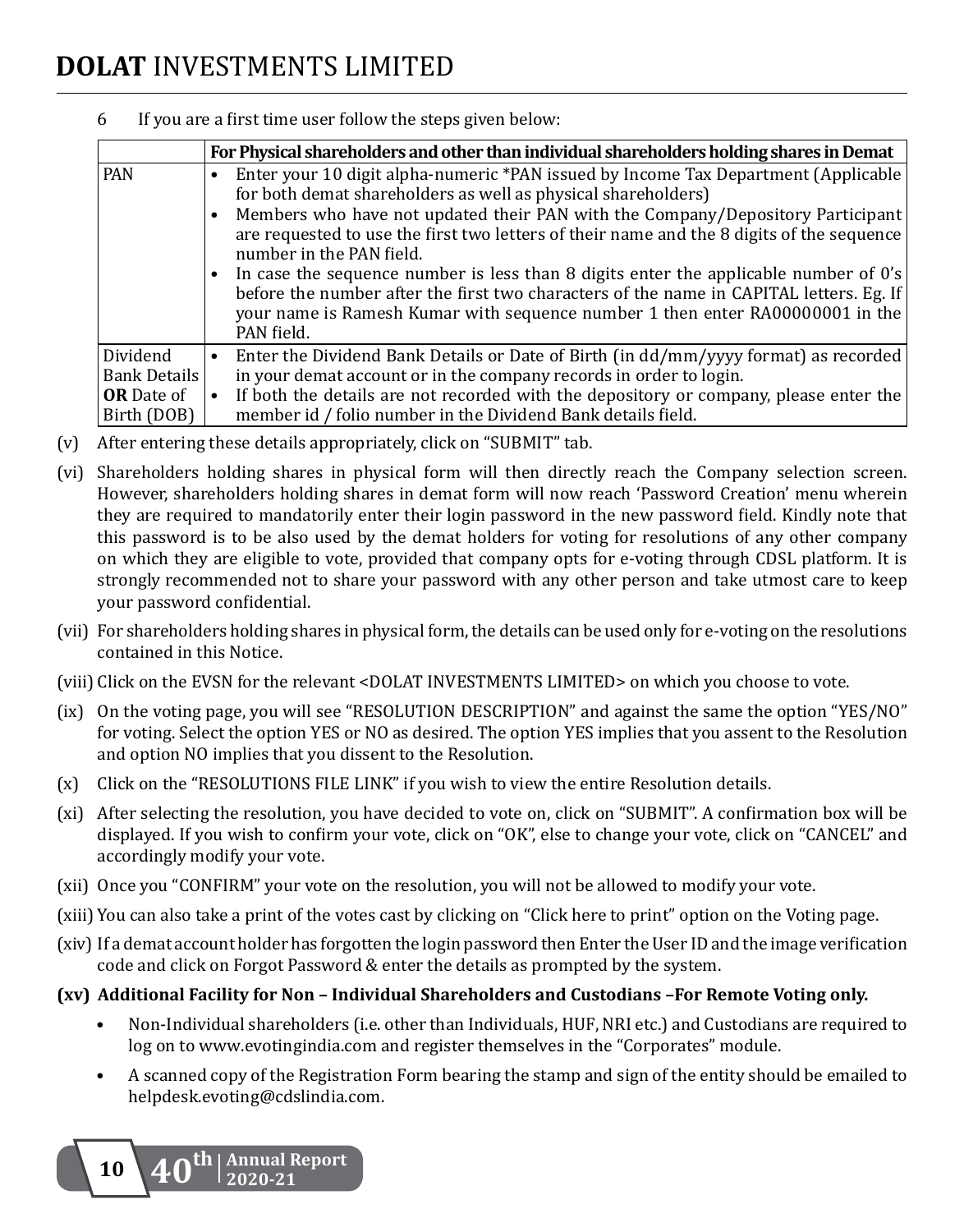6 If you are a first time user follow the steps given below:

| | For Physical shareholders and other than individual shareholders holding shares in Demat |
|---|---|
| PAN | • Enter your 10 digit alpha-numeric *PAN issued by Income Tax Department (Applicable for both demat shareholders as well as physical shareholders)<br>• Members who have not updated their PAN with the Company/Depository Participant are requested to use the first two letters of their name and the 8 digits of the sequence number in the PAN field.<br>• In case the sequence number is less than 8 digits enter the applicable number of 0's before the number after the first two characters of the name in CAPITAL letters. Eg. If your name is Ramesh Kumar with sequence number 1 then enter RA00000001 in the PAN field. |
| Dividend Bank Details **OR** Date of Birth (DOB) | • Enter the Dividend Bank Details or Date of Birth (in dd/mm/yyyy format) as recorded in your demat account or in the company records in order to login.<br>• If both the details are not recorded with the depository or company, please enter the member id / folio number in the Dividend Bank details field. |

(v) After entering these details appropriately, click on "SUBMIT" tab.

(vi) Shareholders holding shares in physical form will then directly reach the Company selection screen. However, shareholders holding shares in demat form will now reach 'Password Creation' menu wherein they are required to mandatorily enter their login password in the new password field. Kindly note that this password is to be also used by the demat holders for voting for resolutions of any other company on which they are eligible to vote, provided that company opts for e-voting through CDSL platform. It is strongly recommended not to share your password with any other person and take utmost care to keep your password confidential.

(vii) For shareholders holding shares in physical form, the details can be used only for e-voting on the resolutions contained in this Notice.

(viii) Click on the EVSN for the relevant <DOLAT INVESTMENTS LIMITED> on which you choose to vote.

(ix) On the voting page, you will see "RESOLUTION DESCRIPTION" and against the same the option "YES/NO" for voting. Select the option YES or NO as desired. The option YES implies that you assent to the Resolution and option NO implies that you dissent to the Resolution.

(x) Click on the "RESOLUTIONS FILE LINK" if you wish to view the entire Resolution details.

(xi) After selecting the resolution, you have decided to vote on, click on "SUBMIT". A confirmation box will be displayed. If you wish to confirm your vote, click on "OK", else to change your vote, click on "CANCEL" and accordingly modify your vote.

(xii) Once you "CONFIRM" your vote on the resolution, you will not be allowed to modify your vote.

(xiii) You can also take a print of the votes cast by clicking on "Click here to print" option on the Voting page.

(xiv) If a demat account holder has forgotten the login password then Enter the User ID and the image verification code and click on Forgot Password & enter the details as prompted by the system.

**(xv) Additional Facility for Non – Individual Shareholders and Custodians –For Remote Voting only.**

- Non-Individual shareholders (i.e. other than Individuals, HUF, NRI etc.) and Custodians are required to log on to www.evotingindia.com and register themselves in the "Corporates" module.
- A scanned copy of the Registration Form bearing the stamp and sign of the entity should be emailed to helpdesk.evoting@cdslindia.com.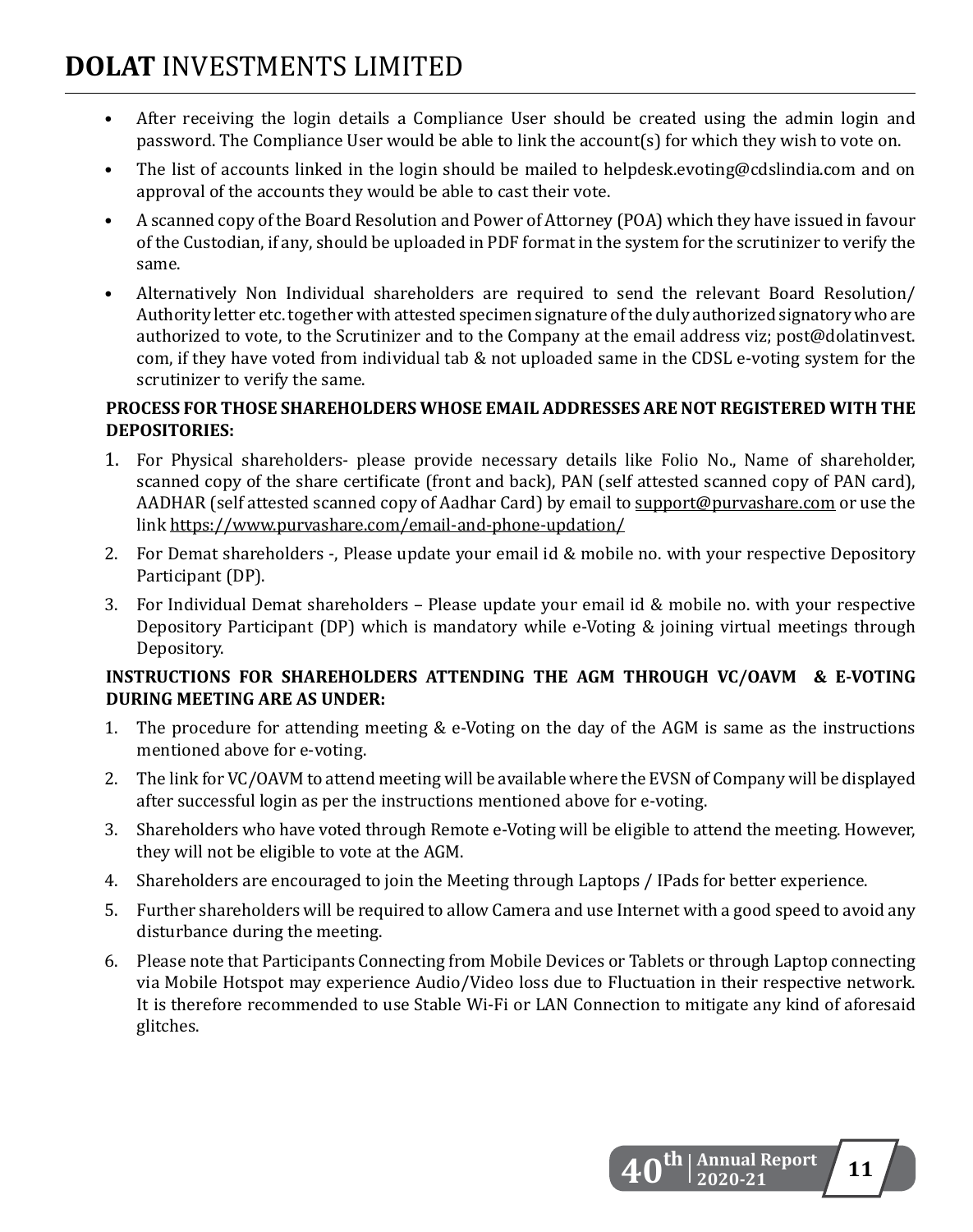- After receiving the login details a Compliance User should be created using the admin login and password. The Compliance User would be able to link the account(s) for which they wish to vote on.
- The list of accounts linked in the login should be mailed to helpdesk.evoting@cdslindia.com and on approval of the accounts they would be able to cast their vote.
- A scanned copy of the Board Resolution and Power of Attorney (POA) which they have issued in favour of the Custodian, if any, should be uploaded in PDF format in the system for the scrutinizer to verify the same.
- Alternatively Non Individual shareholders are required to send the relevant Board Resolution/ Authority letter etc. together with attested specimen signature of the duly authorized signatory who are authorized to vote, to the Scrutinizer and to the Company at the email address viz; post@dolatinvest.com, if they have voted from individual tab & not uploaded same in the CDSL e-voting system for the scrutinizer to verify the same.

**PROCESS FOR THOSE SHAREHOLDERS WHOSE EMAIL ADDRESSES ARE NOT REGISTERED WITH THE DEPOSITORIES:**

1. For Physical shareholders- please provide necessary details like Folio No., Name of shareholder, scanned copy of the share certificate (front and back), PAN (self attested scanned copy of PAN card), AADHAR (self attested scanned copy of Aadhar Card) by email to support@purvashare.com or use the link https://www.purvashare.com/email-and-phone-updation/
2. For Demat shareholders -, Please update your email id & mobile no. with your respective Depository Participant (DP).
3. For Individual Demat shareholders – Please update your email id & mobile no. with your respective Depository Participant (DP) which is mandatory while e-Voting & joining virtual meetings through Depository.

**INSTRUCTIONS FOR SHAREHOLDERS ATTENDING THE AGM THROUGH VC/OAVM & E-VOTING DURING MEETING ARE AS UNDER:**

1. The procedure for attending meeting & e-Voting on the day of the AGM is same as the instructions mentioned above for e-voting.
2. The link for VC/OAVM to attend meeting will be available where the EVSN of Company will be displayed after successful login as per the instructions mentioned above for e-voting.
3. Shareholders who have voted through Remote e-Voting will be eligible to attend the meeting. However, they will not be eligible to vote at the AGM.
4. Shareholders are encouraged to join the Meeting through Laptops / IPads for better experience.
5. Further shareholders will be required to allow Camera and use Internet with a good speed to avoid any disturbance during the meeting.
6. Please note that Participants Connecting from Mobile Devices or Tablets or through Laptop connecting via Mobile Hotspot may experience Audio/Video loss due to Fluctuation in their respective network. It is therefore recommended to use Stable Wi-Fi or LAN Connection to mitigate any kind of aforesaid glitches.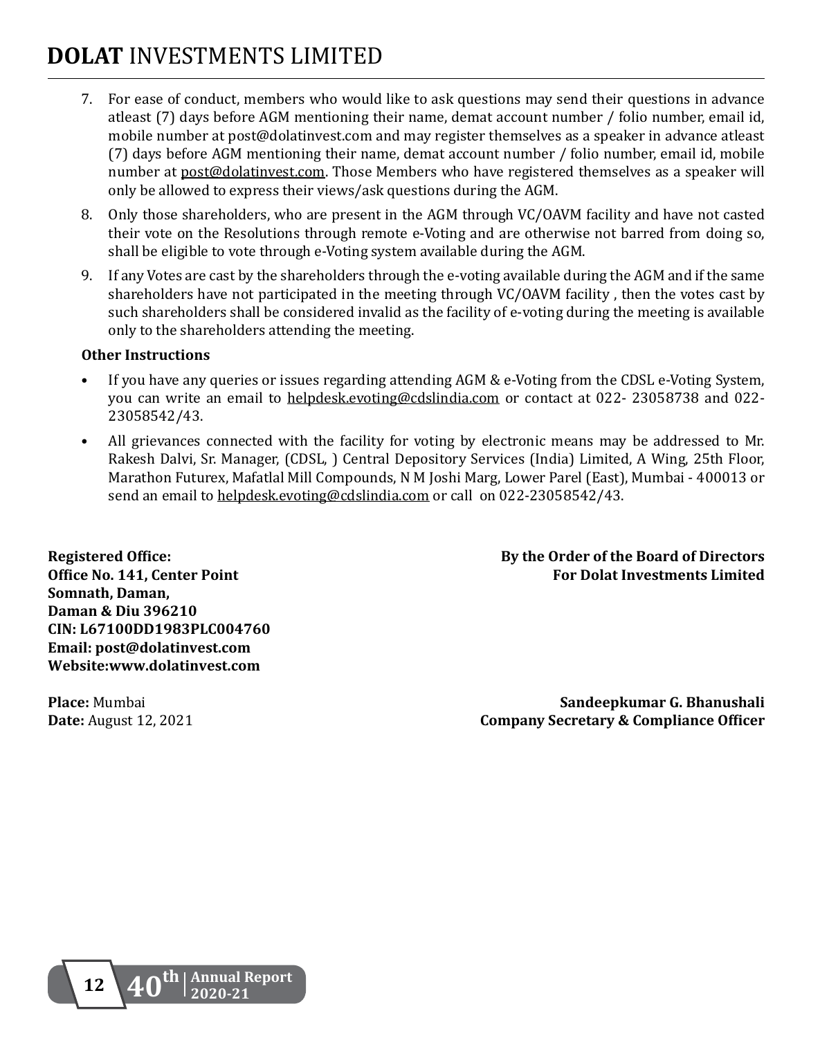7. For ease of conduct, members who would like to ask questions may send their questions in advance atleast (7) days before AGM mentioning their name, demat account number / folio number, email id, mobile number at post@dolatinvest.com and may register themselves as a speaker in advance atleast (7) days before AGM mentioning their name, demat account number / folio number, email id, mobile number at post@dolatinvest.com. Those Members who have registered themselves as a speaker will only be allowed to express their views/ask questions during the AGM.
8. Only those shareholders, who are present in the AGM through VC/OAVM facility and have not casted their vote on the Resolutions through remote e-Voting and are otherwise not barred from doing so, shall be eligible to vote through e-Voting system available during the AGM.
9. If any Votes are cast by the shareholders through the e-voting available during the AGM and if the same shareholders have not participated in the meeting through VC/OAVM facility , then the votes cast by such shareholders shall be considered invalid as the facility of e-voting during the meeting is available only to the shareholders attending the meeting.

**Other Instructions**

- If you have any queries or issues regarding attending AGM & e-Voting from the CDSL e-Voting System, you can write an email to helpdesk.evoting@cdslindia.com or contact at 022- 23058738 and 022-23058542/43.
- All grievances connected with the facility for voting by electronic means may be addressed to Mr. Rakesh Dalvi, Sr. Manager, (CDSL, ) Central Depository Services (India) Limited, A Wing, 25th Floor, Marathon Futurex, Mafatlal Mill Compounds, N M Joshi Marg, Lower Parel (East), Mumbai - 400013 or send an email to helpdesk.evoting@cdslindia.com or call on 022-23058542/43.

**Registered Office:**
**Office No. 141, Center Point**
**Somnath, Daman,**
**Daman & Diu 396210**
**CIN: L67100DD1983PLC004760**
**Email: post@dolatinvest.com**
**Website:www.dolatinvest.com**

**By the Order of the Board of Directors**
**For Dolat Investments Limited**

**Place:** Mumbai
**Date:** August 12, 2021

**Sandeepkumar G. Bhanushali**
**Company Secretary & Compliance Officer**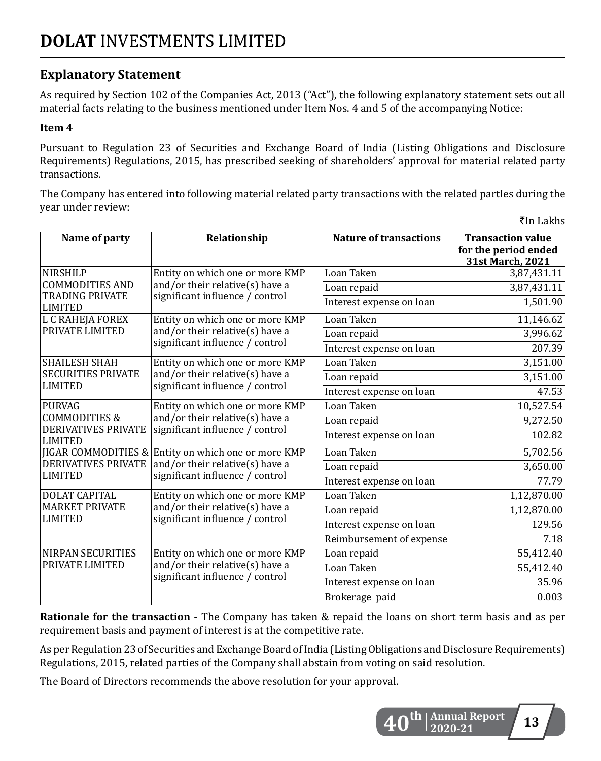## Explanatory Statement

As required by Section 102 of the Companies Act, 2013 ("Act"), the following explanatory statement sets out all material facts relating to the business mentioned under Item Nos. 4 and 5 of the accompanying Notice:

**Item 4**

Pursuant to Regulation 23 of Securities and Exchange Board of India (Listing Obligations and Disclosure Requirements) Regulations, 2015, has prescribed seeking of shareholders' approval for material related party transactions.

The Company has entered into following material related party transactions with the related partIes during the year under review:

₹In Lakhs

| Name of party | Relationship | Nature of transactions | Transaction value for the period ended 31st March, 2021 |
|---|---|---|---|
| NIRSHILP COMMODITIES AND TRADING PRIVATE LIMITED | Entity on which one or more KMP and/or their relative(s) have a significant influence / control | Loan Taken | 3,87,431.11 |
| | | Loan repaid | 3,87,431.11 |
| | | Interest expense on loan | 1,501.90 |
| L C RAHEJA FOREX PRIVATE LIMITED | Entity on which one or more KMP and/or their relative(s) have a significant influence / control | Loan Taken | 11,146.62 |
| | | Loan repaid | 3,996.62 |
| | | Interest expense on loan | 207.39 |
| SHAILESH SHAH SECURITIES PRIVATE LIMITED | Entity on which one or more KMP and/or their relative(s) have a significant influence / control | Loan Taken | 3,151.00 |
| | | Loan repaid | 3,151.00 |
| | | Interest expense on loan | 47.53 |
| PURVAG COMMODITIES & DERIVATIVES PRIVATE LIMITED | Entity on which one or more KMP and/or their relative(s) have a significant influence / control | Loan Taken | 10,527.54 |
| | | Loan repaid | 9,272.50 |
| | | Interest expense on loan | 102.82 |
| JIGAR COMMODITIES & DERIVATIVES PRIVATE LIMITED | Entity on which one or more KMP and/or their relative(s) have a significant influence / control | Loan Taken | 5,702.56 |
| | | Loan repaid | 3,650.00 |
| | | Interest expense on loan | 77.79 |
| DOLAT CAPITAL MARKET PRIVATE LIMITED | Entity on which one or more KMP and/or their relative(s) have a significant influence / control | Loan Taken | 1,12,870.00 |
| | | Loan repaid | 1,12,870.00 |
| | | Interest expense on loan | 129.56 |
| | | Reimbursement of expense | 7.18 |
| NIRPAN SECURITIES PRIVATE LIMITED | Entity on which one or more KMP and/or their relative(s) have a significant influence / control | Loan repaid | 55,412.40 |
| | | Loan Taken | 55,412.40 |
| | | Interest expense on loan | 35.96 |
| | | Brokerage paid | 0.003 |

**Rationale for the transaction** - The Company has taken & repaid the loans on short term basis and as per requirement basis and payment of interest is at the competitive rate.

As per Regulation 23 of Securities and Exchange Board of India (Listing Obligations and Disclosure Requirements) Regulations, 2015, related parties of the Company shall abstain from voting on said resolution.

The Board of Directors recommends the above resolution for your approval.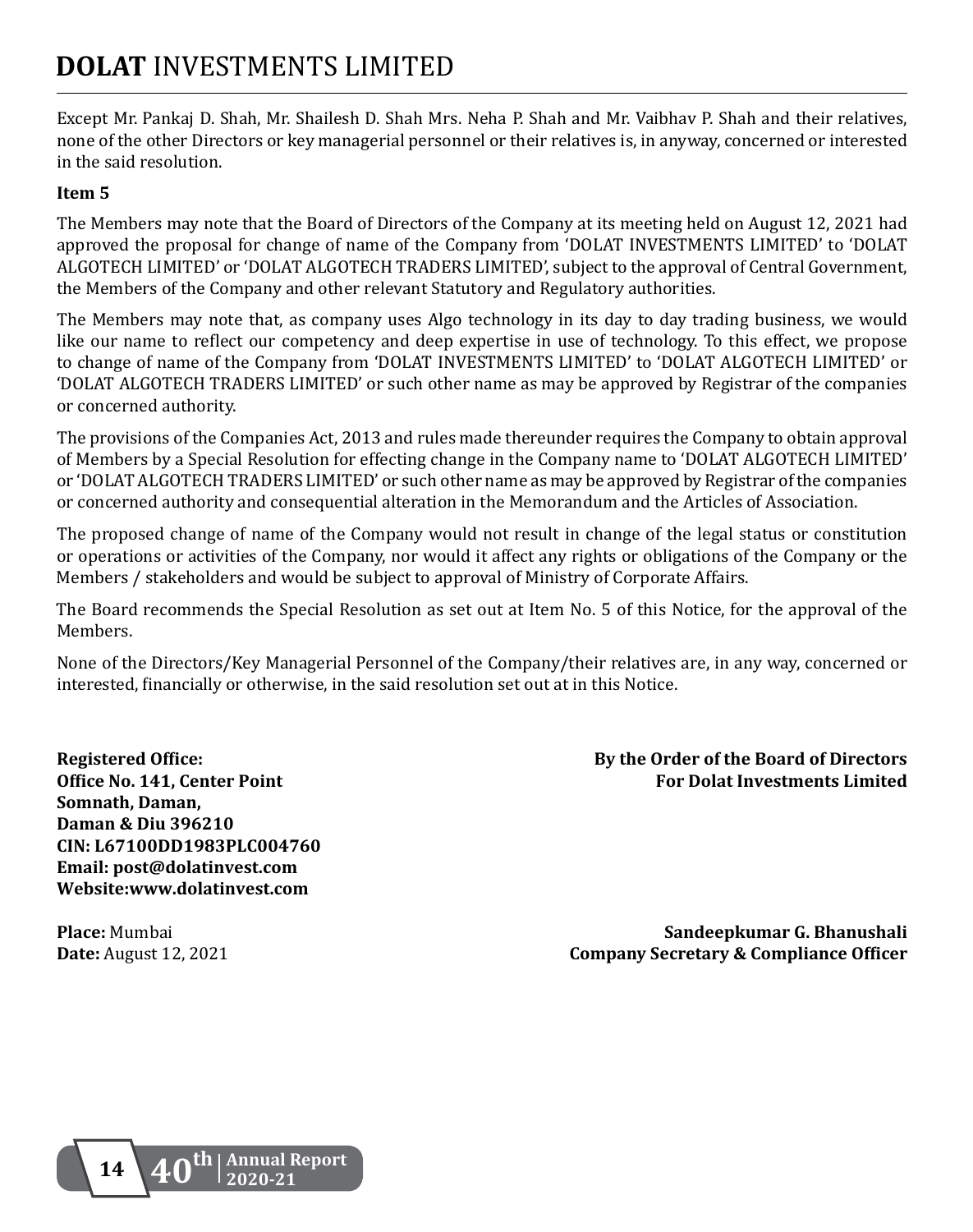Except Mr. Pankaj D. Shah, Mr. Shailesh D. Shah Mrs. Neha P. Shah and Mr. Vaibhav P. Shah and their relatives, none of the other Directors or key managerial personnel or their relatives is, in anyway, concerned or interested in the said resolution.

**Item 5**

The Members may note that the Board of Directors of the Company at its meeting held on August 12, 2021 had approved the proposal for change of name of the Company from 'DOLAT INVESTMENTS LIMITED' to 'DOLAT ALGOTECH LIMITED' or 'DOLAT ALGOTECH TRADERS LIMITED', subject to the approval of Central Government, the Members of the Company and other relevant Statutory and Regulatory authorities.

The Members may note that, as company uses Algo technology in its day to day trading business, we would like our name to reflect our competency and deep expertise in use of technology. To this effect, we propose to change of name of the Company from 'DOLAT INVESTMENTS LIMITED' to 'DOLAT ALGOTECH LIMITED' or 'DOLAT ALGOTECH TRADERS LIMITED' or such other name as may be approved by Registrar of the companies or concerned authority.

The provisions of the Companies Act, 2013 and rules made thereunder requires the Company to obtain approval of Members by a Special Resolution for effecting change in the Company name to 'DOLAT ALGOTECH LIMITED' or 'DOLAT ALGOTECH TRADERS LIMITED' or such other name as may be approved by Registrar of the companies or concerned authority and consequential alteration in the Memorandum and the Articles of Association.

The proposed change of name of the Company would not result in change of the legal status or constitution or operations or activities of the Company, nor would it affect any rights or obligations of the Company or the Members / stakeholders and would be subject to approval of Ministry of Corporate Affairs.

The Board recommends the Special Resolution as set out at Item No. 5 of this Notice, for the approval of the Members.

None of the Directors/Key Managerial Personnel of the Company/their relatives are, in any way, concerned or interested, financially or otherwise, in the said resolution set out at in this Notice.

**Registered Office:**
**Office No. 141, Center Point**
**Somnath, Daman,**
**Daman & Diu 396210**
**CIN: L67100DD1983PLC004760**
**Email: post@dolatinvest.com**
**Website:www.dolatinvest.com**

**By the Order of the Board of Directors**
**For Dolat Investments Limited**

**Place:** Mumbai
**Date:** August 12, 2021

**Sandeepkumar G. Bhanushali**
**Company Secretary & Compliance Officer**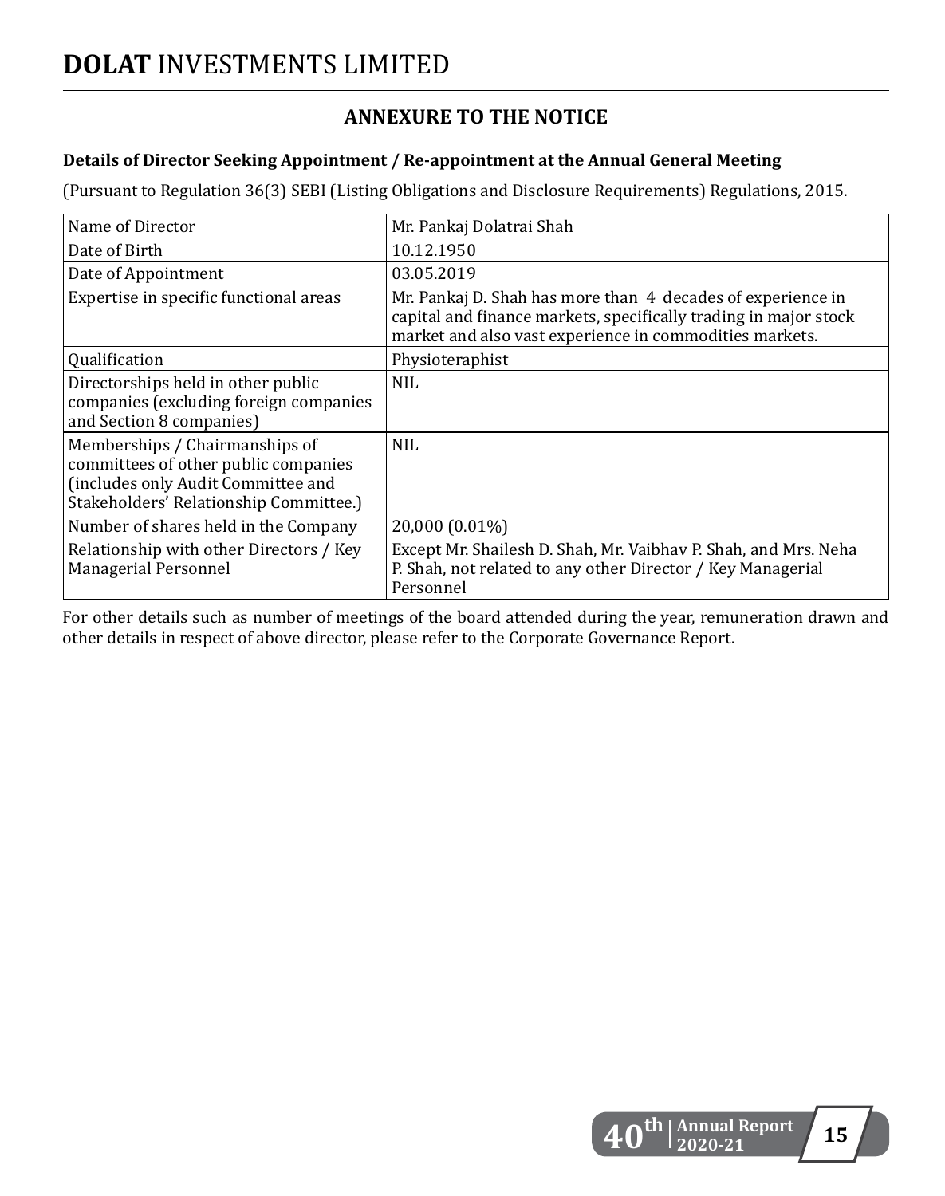## ANNEXURE TO THE NOTICE

**Details of Director Seeking Appointment / Re-appointment at the Annual General Meeting**

(Pursuant to Regulation 36(3) SEBI (Listing Obligations and Disclosure Requirements) Regulations, 2015.

| | |
|---|---|
| Name of Director | Mr. Pankaj Dolatrai Shah |
| Date of Birth | 10.12.1950 |
| Date of Appointment | 03.05.2019 |
| Expertise in specific functional areas | Mr. Pankaj D. Shah has more than 4 decades of experience in capital and finance markets, specifically trading in major stock market and also vast experience in commodities markets. |
| Qualification | Physioteraphist |
| Directorships held in other public companies (excluding foreign companies and Section 8 companies) | NIL |
| Memberships / Chairmanships of committees of other public companies (includes only Audit Committee and Stakeholders' Relationship Committee.) | NIL |
| Number of shares held in the Company | 20,000 (0.01%) |
| Relationship with other Directors / Key Managerial Personnel | Except Mr. Shailesh D. Shah, Mr. Vaibhav P. Shah, and Mrs. Neha P. Shah, not related to any other Director / Key Managerial Personnel |

For other details such as number of meetings of the board attended during the year, remuneration drawn and other details in respect of above director, please refer to the Corporate Governance Report.